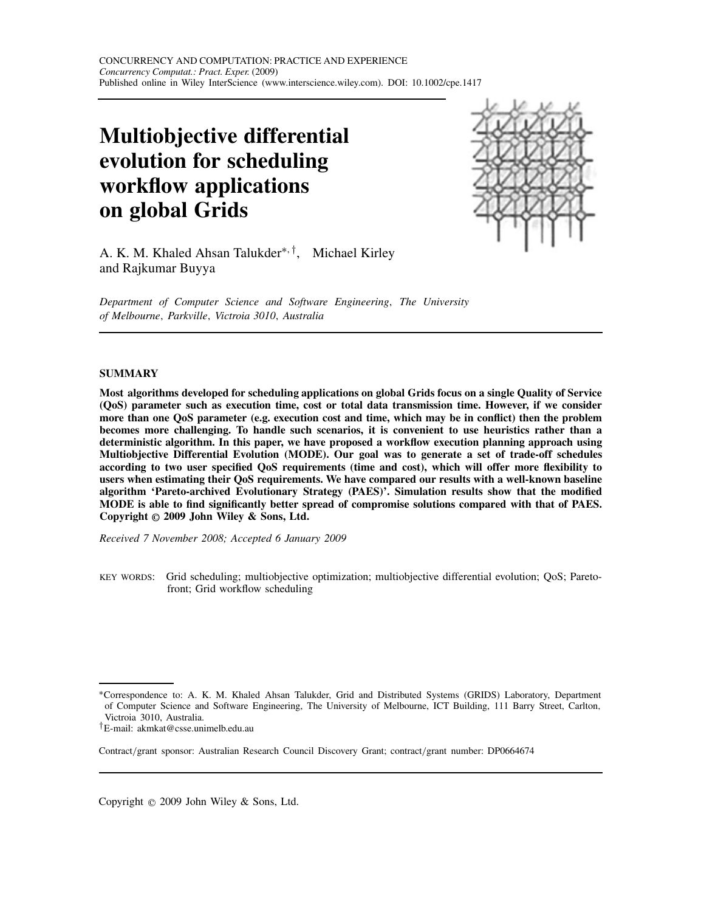CONCURRENCY AND COMPUTATION: PRACTICE AND EXPERIENCE
*Concurrency Computat.: Pract. Exper.* (2009)
Published online in Wiley InterScience (www.interscience.wiley.com). DOI: 10.1002/cpe.1417

# Multiobjective differential evolution for scheduling workflow applications on global Grids

A. K. M. Khaled Ahsan Talukder[*,†], Michael Kirley and Rajkumar Buyya

*Department of Computer Science and Software Engineering, The University of Melbourne, Parkville, Victroia 3010, Australia*

## SUMMARY

**Most algorithms developed for scheduling applications on global Grids focus on a single Quality of Service (QoS) parameter such as execution time, cost or total data transmission time. However, if we consider more than one QoS parameter (e.g. execution cost and time, which may be in conflict) then the problem becomes more challenging. To handle such scenarios, it is convenient to use heuristics rather than a deterministic algorithm. In this paper, we have proposed a workflow execution planning approach using Multiobjective Differential Evolution (MODE). Our goal was to generate a set of trade-off schedules according to two user specified QoS requirements (time and cost), which will offer more flexibility to users when estimating their QoS requirements. We have compared our results with a well-known baseline algorithm 'Pareto-archived Evolutionary Strategy (PAES)'. Simulation results show that the modified MODE is able to find significantly better spread of compromise solutions compared with that of PAES. Copyright © 2009 John Wiley & Sons, Ltd.**

*Received 7 November 2008; Accepted 6 January 2009*

KEY WORDS: Grid scheduling; multiobjective optimization; multiobjective differential evolution; QoS; Pareto-front; Grid workflow scheduling

---

[*]Correspondence to: A. K. M. Khaled Ahsan Talukder, Grid and Distributed Systems (GRIDS) Laboratory, Department of Computer Science and Software Engineering, The University of Melbourne, ICT Building, 111 Barry Street, Carlton, Victroia 3010, Australia.

[†]E-mail: akmkat@csse.unimelb.edu.au

Contract/grant sponsor: Australian Research Council Discovery Grant; contract/grant number: DP0664674

Copyright © 2009 John Wiley & Sons, Ltd.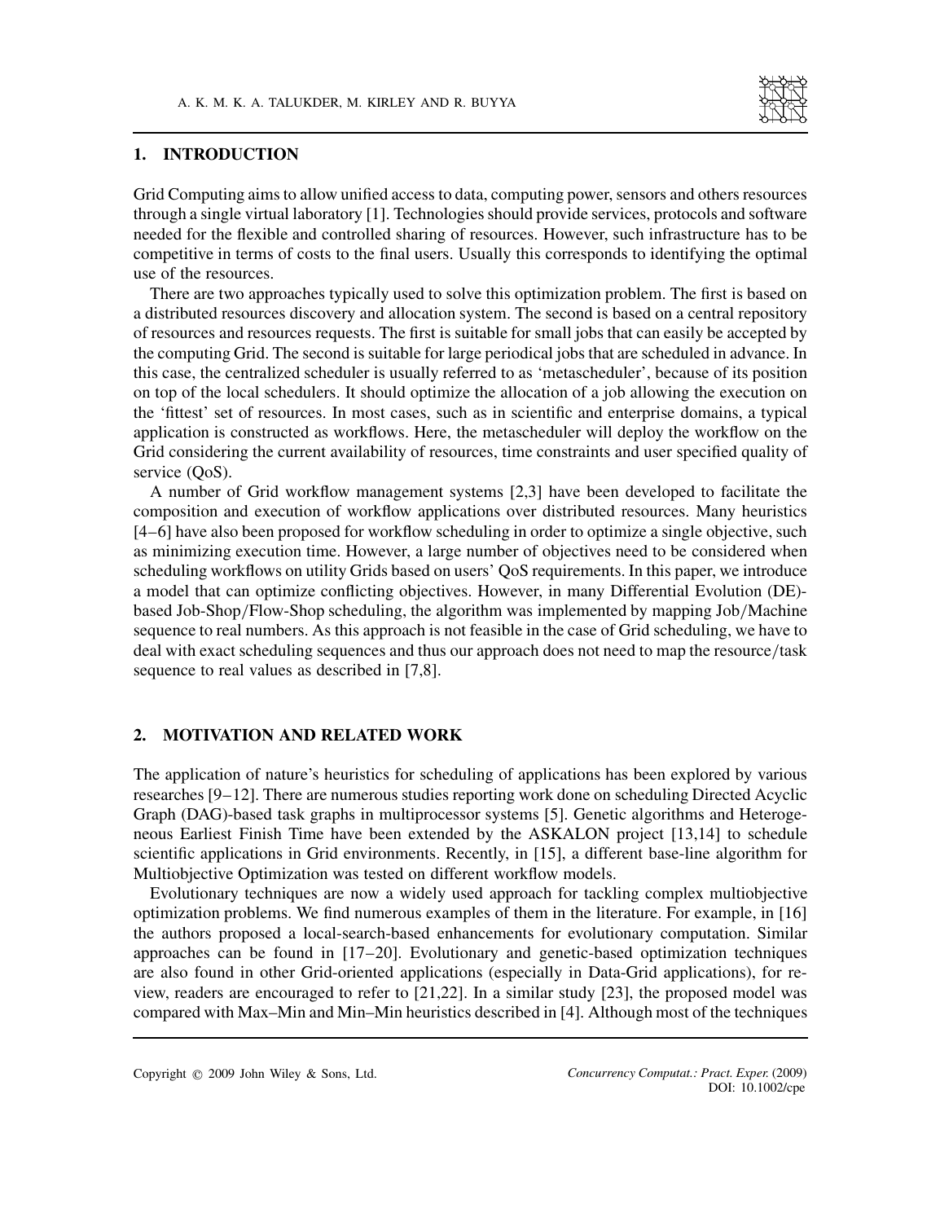## 1. INTRODUCTION

Grid Computing aims to allow unified access to data, computing power, sensors and others resources through a single virtual laboratory [1]. Technologies should provide services, protocols and software needed for the flexible and controlled sharing of resources. However, such infrastructure has to be competitive in terms of costs to the final users. Usually this corresponds to identifying the optimal use of the resources.

There are two approaches typically used to solve this optimization problem. The first is based on a distributed resources discovery and allocation system. The second is based on a central repository of resources and resources requests. The first is suitable for small jobs that can easily be accepted by the computing Grid. The second is suitable for large periodical jobs that are scheduled in advance. In this case, the centralized scheduler is usually referred to as 'metascheduler', because of its position on top of the local schedulers. It should optimize the allocation of a job allowing the execution on the 'fittest' set of resources. In most cases, such as in scientific and enterprise domains, a typical application is constructed as workflows. Here, the metascheduler will deploy the workflow on the Grid considering the current availability of resources, time constraints and user specified quality of service (QoS).

A number of Grid workflow management systems [2,3] have been developed to facilitate the composition and execution of workflow applications over distributed resources. Many heuristics [4–6] have also been proposed for workflow scheduling in order to optimize a single objective, such as minimizing execution time. However, a large number of objectives need to be considered when scheduling workflows on utility Grids based on users' QoS requirements. In this paper, we introduce a model that can optimize conflicting objectives. However, in many Differential Evolution (DE)-based Job-Shop/Flow-Shop scheduling, the algorithm was implemented by mapping Job/Machine sequence to real numbers. As this approach is not feasible in the case of Grid scheduling, we have to deal with exact scheduling sequences and thus our approach does not need to map the resource/task sequence to real values as described in [7,8].

## 2. MOTIVATION AND RELATED WORK

The application of nature's heuristics for scheduling of applications has been explored by various researches [9–12]. There are numerous studies reporting work done on scheduling Directed Acyclic Graph (DAG)-based task graphs in multiprocessor systems [5]. Genetic algorithms and Heterogeneous Earliest Finish Time have been extended by the ASKALON project [13,14] to schedule scientific applications in Grid environments. Recently, in [15], a different base-line algorithm for Multiobjective Optimization was tested on different workflow models.

Evolutionary techniques are now a widely used approach for tackling complex multiobjective optimization problems. We find numerous examples of them in the literature. For example, in [16] the authors proposed a local-search-based enhancements for evolutionary computation. Similar approaches can be found in [17–20]. Evolutionary and genetic-based optimization techniques are also found in other Grid-oriented applications (especially in Data-Grid applications), for review, readers are encouraged to refer to [21,22]. In a similar study [23], the proposed model was compared with Max–Min and Min–Min heuristics described in [4]. Although most of the techniques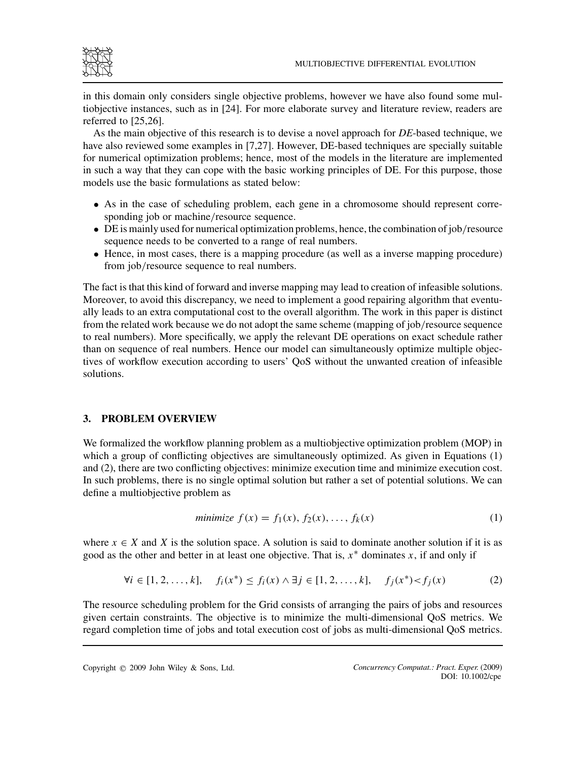in this domain only considers single objective problems, however we have also found some multiobjective instances, such as in [24]. For more elaborate survey and literature review, readers are referred to [25,26].

As the main objective of this research is to devise a novel approach for *DE*-based technique, we have also reviewed some examples in [7,27]. However, DE-based techniques are specially suitable for numerical optimization problems; hence, most of the models in the literature are implemented in such a way that they can cope with the basic working principles of DE. For this purpose, those models use the basic formulations as stated below:

- As in the case of scheduling problem, each gene in a chromosome should represent corresponding job or machine/resource sequence.
- DE is mainly used for numerical optimization problems, hence, the combination of job/resource sequence needs to be converted to a range of real numbers.
- Hence, in most cases, there is a mapping procedure (as well as a inverse mapping procedure) from job/resource sequence to real numbers.

The fact is that this kind of forward and inverse mapping may lead to creation of infeasible solutions. Moreover, to avoid this discrepancy, we need to implement a good repairing algorithm that eventually leads to an extra computational cost to the overall algorithm. The work in this paper is distinct from the related work because we do not adopt the same scheme (mapping of job/resource sequence to real numbers). More specifically, we apply the relevant DE operations on exact schedule rather than on sequence of real numbers. Hence our model can simultaneously optimize multiple objectives of workflow execution according to users' QoS without the unwanted creation of infeasible solutions.

## 3. PROBLEM OVERVIEW

We formalized the workflow planning problem as a multiobjective optimization problem (MOP) in which a group of conflicting objectives are simultaneously optimized. As given in Equations (1) and (2), there are two conflicting objectives: minimize execution time and minimize execution cost. In such problems, there is no single optimal solution but rather a set of potential solutions. We can define a multiobjective problem as

$$minimize\ f(x) = f_1(x), f_2(x), \ldots, f_k(x) \tag{1}$$

where $x \in X$ and $X$ is the solution space. A solution is said to dominate another solution if it is as good as the other and better in at least one objective. That is, $x^*$ dominates $x$, if and only if

$$\forall i \in [1, 2, \ldots, k], \quad f_i(x^*) \leq f_i(x) \wedge \exists j \in [1, 2, \ldots, k], \quad f_j(x^*) < f_j(x) \tag{2}$$

The resource scheduling problem for the Grid consists of arranging the pairs of jobs and resources given certain constraints. The objective is to minimize the multi-dimensional QoS metrics. We regard completion time of jobs and total execution cost of jobs as multi-dimensional QoS metrics.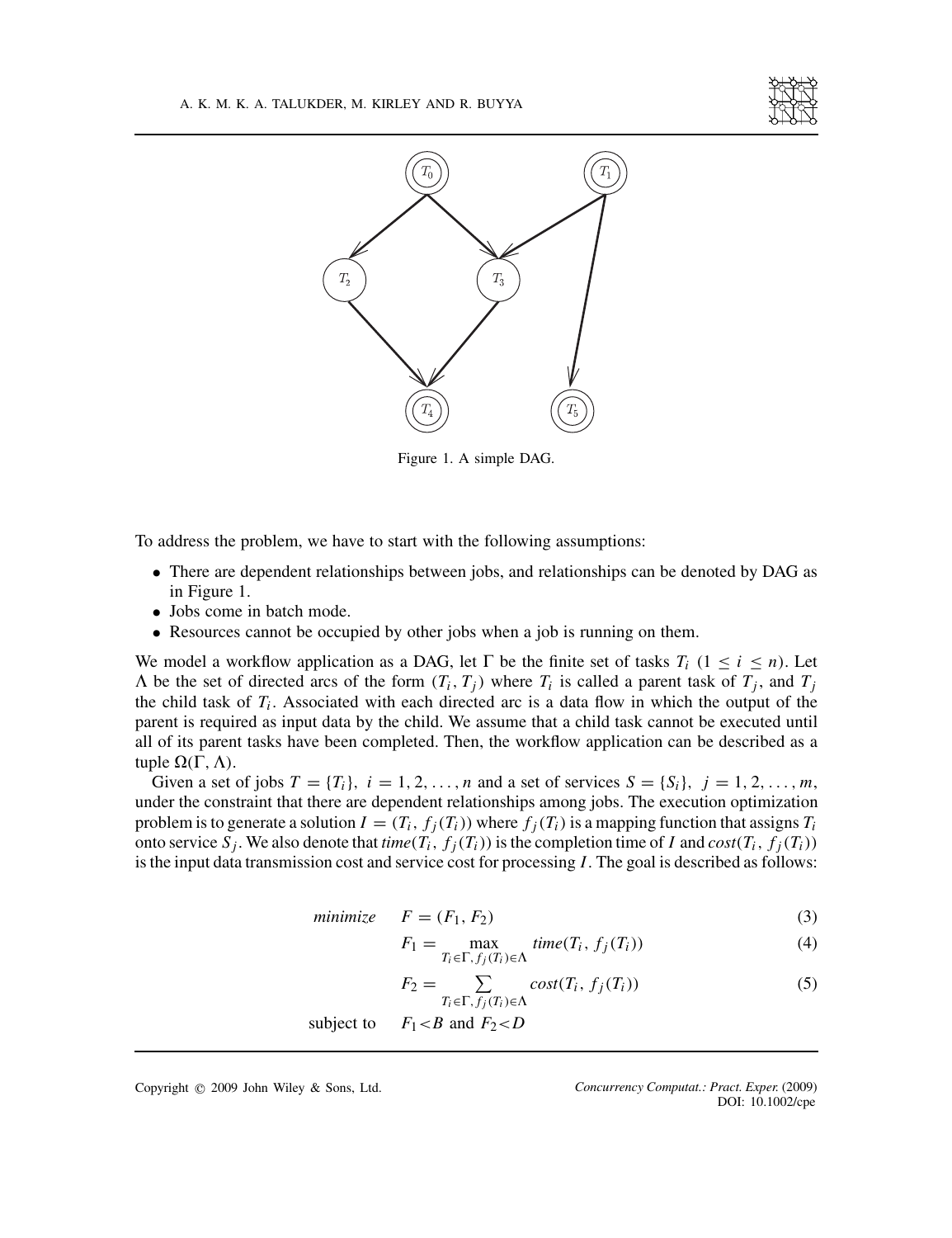Figure 1. A simple DAG.

To address the problem, we have to start with the following assumptions:

- There are dependent relationships between jobs, and relationships can be denoted by DAG as in Figure 1.
- Jobs come in batch mode.
- Resources cannot be occupied by other jobs when a job is running on them.

We model a workflow application as a DAG, let $\Gamma$ be the finite set of tasks $T_i$ $(1 \leq i \leq n)$. Let $\Lambda$ be the set of directed arcs of the form $(T_i, T_j)$ where $T_i$ is called a parent task of $T_j$, and $T_j$ the child task of $T_i$. Associated with each directed arc is a data flow in which the output of the parent is required as input data by the child. We assume that a child task cannot be executed until all of its parent tasks have been completed. Then, the workflow application can be described as a tuple $\Omega(\Gamma, \Lambda)$.

Given a set of jobs $T = \{T_i\}$, $i = 1, 2, \ldots, n$ and a set of services $S = \{S_i\}$, $j = 1, 2, \ldots, m$, under the constraint that there are dependent relationships among jobs. The execution optimization problem is to generate a solution $I = (T_i, f_j(T_i))$ where $f_j(T_i)$ is a mapping function that assigns $T_i$ onto service $S_j$. We also denote that $time(T_i, f_j(T_i))$ is the completion time of $I$ and $cost(T_i, f_j(T_i))$ is the input data transmission cost and service cost for processing $I$. The goal is described as follows:

$$\textit{minimize} \quad F = (F_1, F_2) \tag{3}$$

$$F_1 = \max_{T_i \in \Gamma, f_j(T_i) \in \Lambda} time(T_i, f_j(T_i)) \tag{4}$$

$$F_2 = \sum_{T_i \in \Gamma, f_j(T_i) \in \Lambda} cost(T_i, f_j(T_i)) \tag{5}$$

$$\text{subject to} \quad F_1 < B \text{ and } F_2 < D$$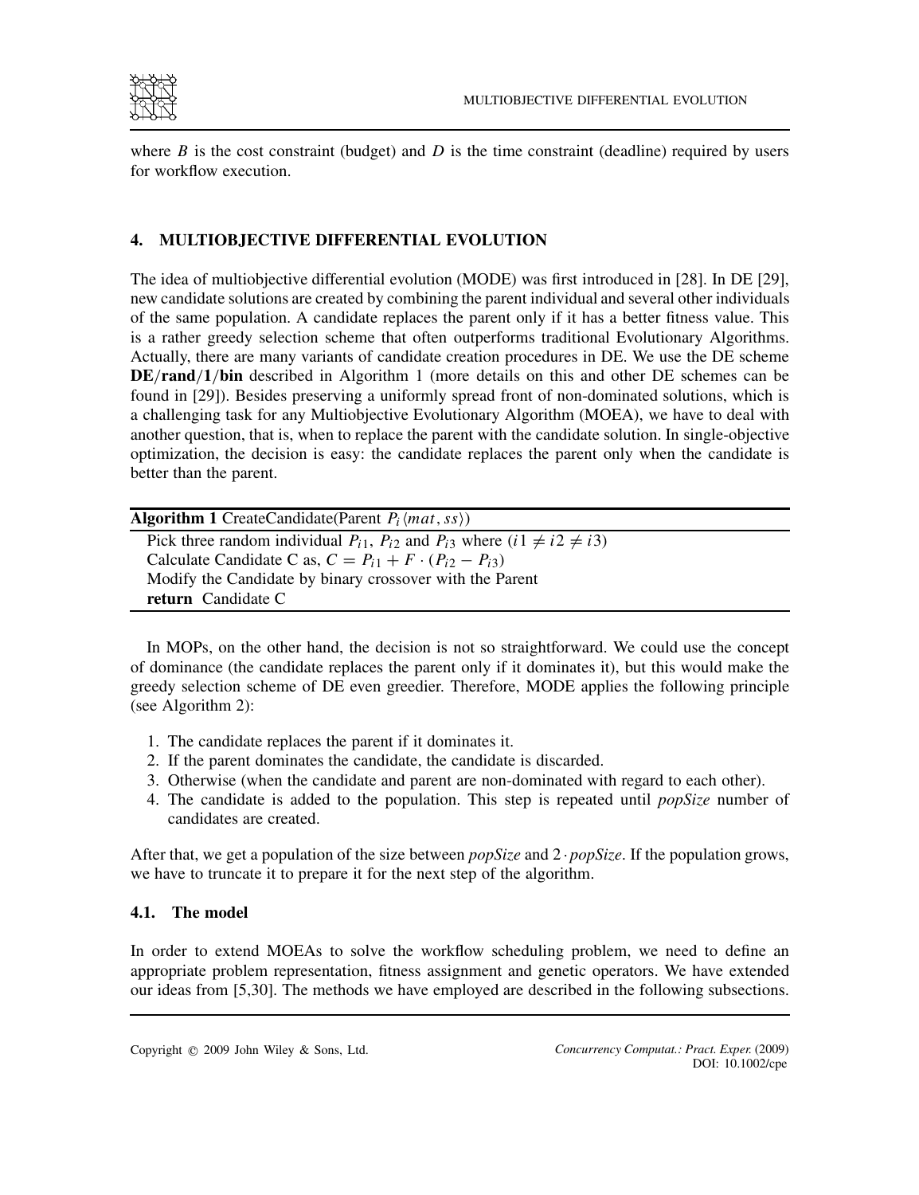where $B$ is the cost constraint (budget) and $D$ is the time constraint (deadline) required by users for workflow execution.

## 4. MULTIOBJECTIVE DIFFERENTIAL EVOLUTION

The idea of multiobjective differential evolution (MODE) was first introduced in [28]. In DE [29], new candidate solutions are created by combining the parent individual and several other individuals of the same population. A candidate replaces the parent only if it has a better fitness value. This is a rather greedy selection scheme that often outperforms traditional Evolutionary Algorithms. Actually, there are many variants of candidate creation procedures in DE. We use the DE scheme **DE/rand/1/bin** described in Algorithm 1 (more details on this and other DE schemes can be found in [29]). Besides preserving a uniformly spread front of non-dominated solutions, which is a challenging task for any Multiobjective Evolutionary Algorithm (MOEA), we have to deal with another question, that is, when to replace the parent with the candidate solution. In single-objective optimization, the decision is easy: the candidate replaces the parent only when the candidate is better than the parent.

**Algorithm 1** CreateCandidate(Parent $P_i\langle mat, ss\rangle$)

```
Pick three random individual P_i1, P_i2 and P_i3 where (i1 ≠ i2 ≠ i3)
Calculate Candidate C as, C = P_i1 + F · (P_i2 − P_i3)
Modify the Candidate by binary crossover with the Parent
return Candidate C
```

In MOPs, on the other hand, the decision is not so straightforward. We could use the concept of dominance (the candidate replaces the parent only if it dominates it), but this would make the greedy selection scheme of DE even greedier. Therefore, MODE applies the following principle (see Algorithm 2):

1. The candidate replaces the parent if it dominates it.
2. If the parent dominates the candidate, the candidate is discarded.
3. Otherwise (when the candidate and parent are non-dominated with regard to each other).
4. The candidate is added to the population. This step is repeated until *popSize* number of candidates are created.

After that, we get a population of the size between *popSize* and $2 \cdot popSize$. If the population grows, we have to truncate it to prepare it for the next step of the algorithm.

### 4.1. The model

In order to extend MOEAs to solve the workflow scheduling problem, we need to define an appropriate problem representation, fitness assignment and genetic operators. We have extended our ideas from [5,30]. The methods we have employed are described in the following subsections.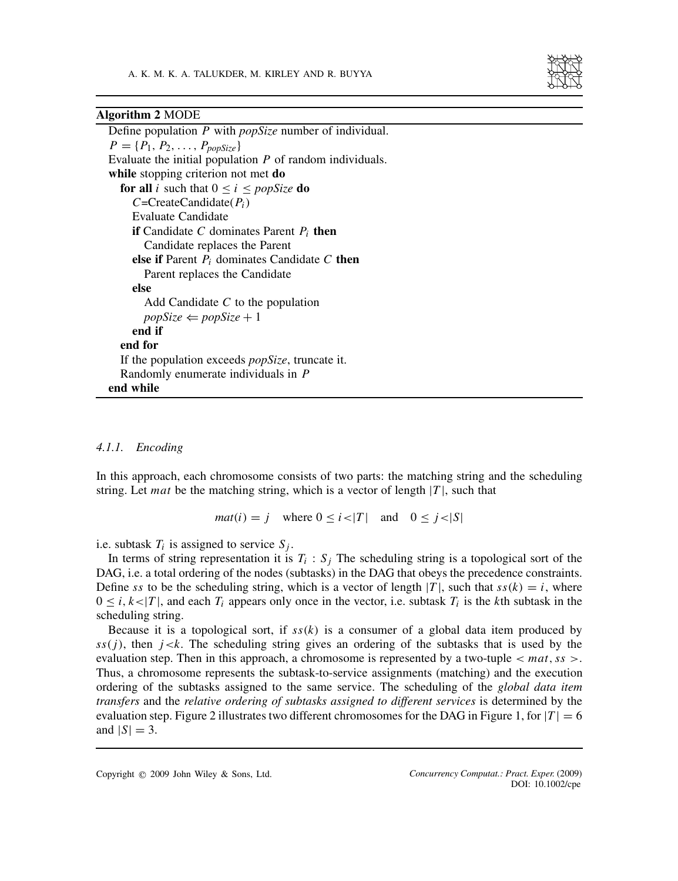**Algorithm 2** MODE

```
Define population P with popSize number of individual.
P = {P_1, P_2, ..., P_popSize}
Evaluate the initial population P of random individuals.
while stopping criterion not met do
  for all i such that 0 ≤ i ≤ popSize do
    C=CreateCandidate(P_i)
    Evaluate Candidate
    if Candidate C dominates Parent P_i then
      Candidate replaces the Parent
    else if Parent P_i dominates Candidate C then
      Parent replaces the Candidate
    else
      Add Candidate C to the population
      popSize ⇐ popSize + 1
    end if
  end for
  If the population exceeds popSize, truncate it.
  Randomly enumerate individuals in P
end while
```

#### 4.1.1. *Encoding*

In this approach, each chromosome consists of two parts: the matching string and the scheduling string. Let $mat$ be the matching string, which is a vector of length $|T|$, such that

$$mat(i) = j \quad \text{where } 0 \leq i < |T| \quad \text{and} \quad 0 \leq j < |S|$$

i.e. subtask $T_i$ is assigned to service $S_j$.

In terms of string representation it is $T_i : S_j$ The scheduling string is a topological sort of the DAG, i.e. a total ordering of the nodes (subtasks) in the DAG that obeys the precedence constraints. Define $ss$ to be the scheduling string, which is a vector of length $|T|$, such that $ss(k) = i$, where $0 \leq i, k < |T|$, and each $T_i$ appears only once in the vector, i.e. subtask $T_i$ is the $k$th subtask in the scheduling string.

Because it is a topological sort, if $ss(k)$ is a consumer of a global data item produced by $ss(j)$, then $j < k$. The scheduling string gives an ordering of the subtasks that is used by the evaluation step. Then in this approach, a chromosome is represented by a two-tuple $< mat, ss >$. Thus, a chromosome represents the subtask-to-service assignments (matching) and the execution ordering of the subtasks assigned to the same service. The scheduling of the *global data item transfers* and the *relative ordering of subtasks assigned to different services* is determined by the evaluation step. Figure 2 illustrates two different chromosomes for the DAG in Figure 1, for $|T| = 6$ and $|S| = 3$.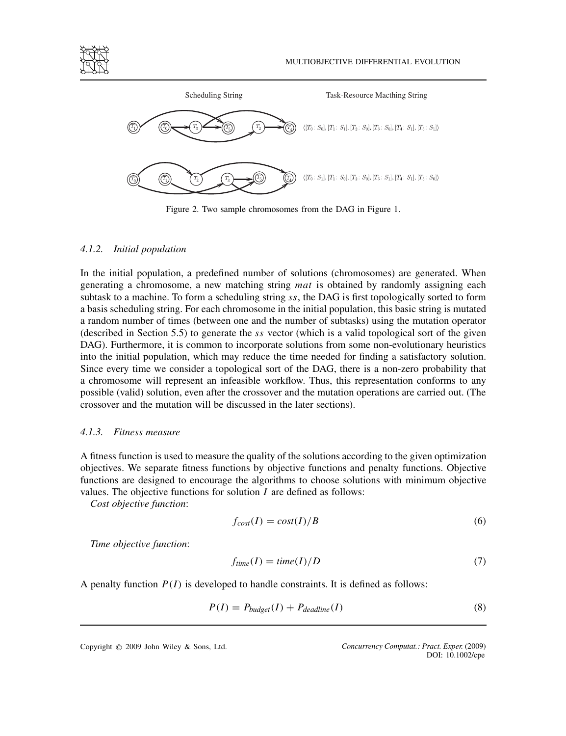Scheduling String    Task-Resource Macthing String

$([T_0: S_0], [T_1: S_1], [T_2: S_0], [T_3: S_0], [T_4: S_1], [T_5: S_1])$

$([T_0: S_1], [T_1: S_0], [T_2: S_0], [T_3: S_1], [T_4: S_1], [T_5: S_0])$

Figure 2. Two sample chromosomes from the DAG in Figure 1.

#### 4.1.2. *Initial population*

In the initial population, a predefined number of solutions (chromosomes) are generated. When generating a chromosome, a new matching string *mat* is obtained by randomly assigning each subtask to a machine. To form a scheduling string *ss*, the DAG is first topologically sorted to form a basis scheduling string. For each chromosome in the initial population, this basic string is mutated a random number of times (between one and the number of subtasks) using the mutation operator (described in Section 5.5) to generate the *ss* vector (which is a valid topological sort of the given DAG). Furthermore, it is common to incorporate solutions from some non-evolutionary heuristics into the initial population, which may reduce the time needed for finding a satisfactory solution. Since every time we consider a topological sort of the DAG, there is a non-zero probability that a chromosome will represent an infeasible workflow. Thus, this representation conforms to any possible (valid) solution, even after the crossover and the mutation operations are carried out. (The crossover and the mutation will be discussed in the later sections).

#### 4.1.3. *Fitness measure*

A fitness function is used to measure the quality of the solutions according to the given optimization objectives. We separate fitness functions by objective functions and penalty functions. Objective functions are designed to encourage the algorithms to choose solutions with minimum objective values. The objective functions for solution $I$ are defined as follows:

*Cost objective function*:

$$f_{cost}(I) = cost(I)/B \tag{6}$$

*Time objective function*:

$$f_{time}(I) = time(I)/D \tag{7}$$

A penalty function $P(I)$ is developed to handle constraints. It is defined as follows:

$$P(I) = P_{budget}(I) + P_{deadline}(I) \tag{8}$$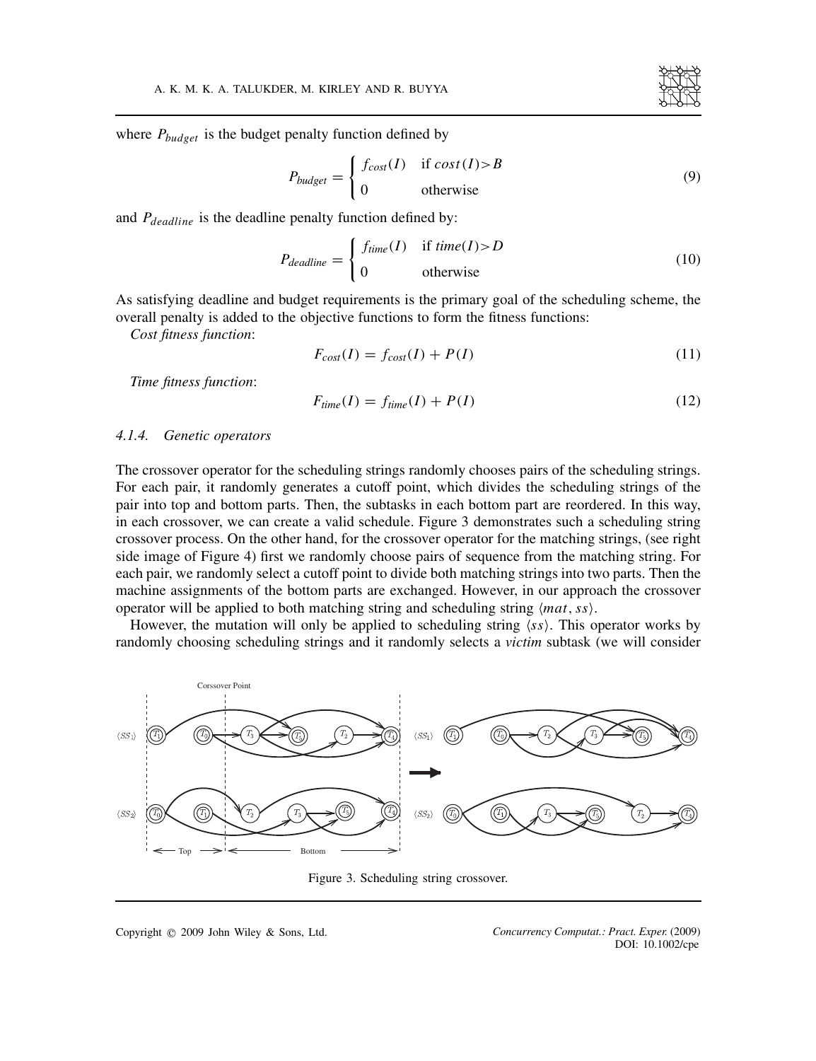where $P_{budget}$ is the budget penalty function defined by

$$P_{budget} = \begin{cases} f_{cost}(I) & \text{if } cost(I) > B \\ 0 & \text{otherwise} \end{cases} \tag{9}$$

and $P_{deadline}$ is the deadline penalty function defined by:

$$P_{deadline} = \begin{cases} f_{time}(I) & \text{if } time(I) > D \\ 0 & \text{otherwise} \end{cases} \tag{10}$$

As satisfying deadline and budget requirements is the primary goal of the scheduling scheme, the overall penalty is added to the objective functions to form the fitness functions:

*Cost fitness function*:

$$F_{cost}(I) = f_{cost}(I) + P(I) \tag{11}$$

*Time fitness function*:

$$F_{time}(I) = f_{time}(I) + P(I) \tag{12}$$

### 4.1.4. Genetic operators

The crossover operator for the scheduling strings randomly chooses pairs of the scheduling strings. For each pair, it randomly generates a cutoff point, which divides the scheduling strings of the pair into top and bottom parts. Then, the subtasks in each bottom part are reordered. In this way, in each crossover, we can create a valid schedule. Figure 3 demonstrates such a scheduling string crossover process. On the other hand, for the crossover operator for the matching strings, (see right side image of Figure 4) first we randomly choose pairs of sequence from the matching string. For each pair, we randomly select a cutoff point to divide both matching strings into two parts. Then the machine assignments of the bottom parts are exchanged. However, in our approach the crossover operator will be applied to both matching string and scheduling string $\langle mat, ss \rangle$.

However, the mutation will only be applied to scheduling string $\langle ss \rangle$. This operator works by randomly choosing scheduling strings and it randomly selects a *victim* subtask (we will consider

Figure 3. Scheduling string crossover.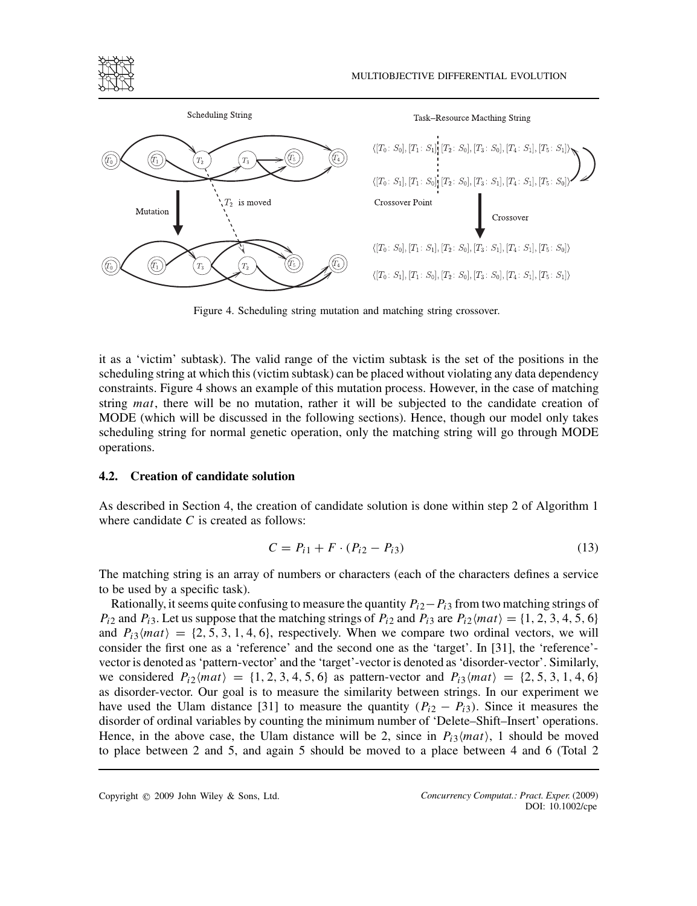Figure 4. Scheduling string mutation and matching string crossover.

it as a 'victim' subtask). The valid range of the victim subtask is the set of the positions in the scheduling string at which this (victim subtask) can be placed without violating any data dependency constraints. Figure 4 shows an example of this mutation process. However, in the case of matching string *mat*, there will be no mutation, rather it will be subjected to the candidate creation of MODE (which will be discussed in the following sections). Hence, though our model only takes scheduling string for normal genetic operation, only the matching string will go through MODE operations.

### 4.2. Creation of candidate solution

As described in Section 4, the creation of candidate solution is done within step 2 of Algorithm 1 where candidate $C$ is created as follows:

$$C = P_{i1} + F \cdot (P_{i2} - P_{i3}) \tag{13}$$

The matching string is an array of numbers or characters (each of the characters defines a service to be used by a specific task).

Rationally, it seems quite confusing to measure the quantity $P_{i2} - P_{i3}$ from two matching strings of $P_{i2}$ and $P_{i3}$. Let us suppose that the matching strings of $P_{i2}$ and $P_{i3}$ are $P_{i2}\langle mat \rangle = \{1, 2, 3, 4, 5, 6\}$ and $P_{i3}\langle mat \rangle = \{2, 5, 3, 1, 4, 6\}$, respectively. When we compare two ordinal vectors, we will consider the first one as a 'reference' and the second one as the 'target'. In [31], the 'reference'-vector is denoted as 'pattern-vector' and the 'target'-vector is denoted as 'disorder-vector'. Similarly, we considered $P_{i2}\langle mat \rangle = \{1, 2, 3, 4, 5, 6\}$ as pattern-vector and $P_{i3}\langle mat \rangle = \{2, 5, 3, 1, 4, 6\}$ as disorder-vector. Our goal is to measure the similarity between strings. In our experiment we have used the Ulam distance [31] to measure the quantity $(P_{i2} - P_{i3})$. Since it measures the disorder of ordinal variables by counting the minimum number of 'Delete–Shift–Insert' operations. Hence, in the above case, the Ulam distance will be 2, since in $P_{i3}\langle mat \rangle$, 1 should be moved to place between 2 and 5, and again 5 should be moved to a place between 4 and 6 (Total 2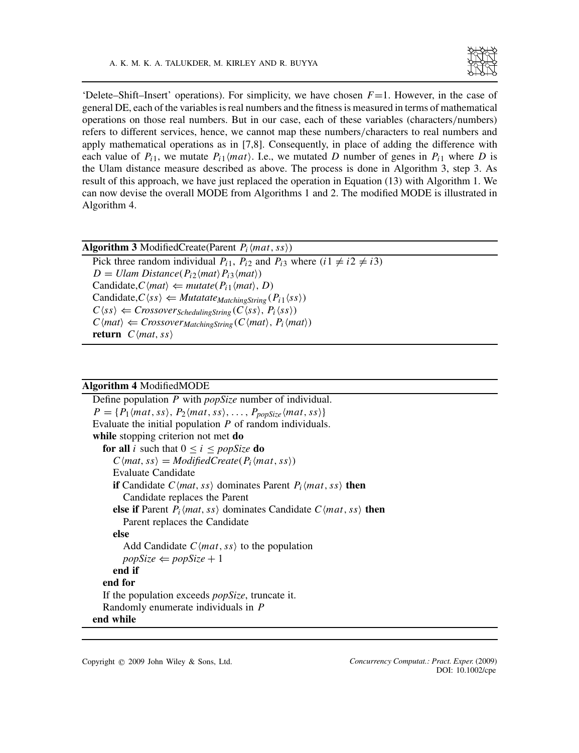'Delete–Shift–Insert' operations). For simplicity, we have chosen $F$=1. However, in the case of general DE, each of the variables is real numbers and the fitness is measured in terms of mathematical operations on those real numbers. But in our case, each of these variables (characters/numbers) refers to different services, hence, we cannot map these numbers/characters to real numbers and apply mathematical operations as in [7,8]. Consequently, in place of adding the difference with each value of $P_{i1}$, we mutate $P_{i1}\langle mat\rangle$. I.e., we mutated $D$ number of genes in $P_{i1}$ where $D$ is the Ulam distance measure described as above. The process is done in Algorithm 3, step 3. As result of this approach, we have just replaced the operation in Equation (13) with Algorithm 1. We can now devise the overall MODE from Algorithms 1 and 2. The modified MODE is illustrated in Algorithm 4.

**Algorithm 3** ModifiedCreate(Parent $P_i\langle mat, ss\rangle$)

```
Pick three random individual P_i1, P_i2 and P_i3 where (i1 ≠ i2 ≠ i3)
D = Ulam Distance(P_i2⟨mat⟩ P_i3⟨mat⟩)
Candidate, C⟨mat⟩ ⇐ mutate(P_i1⟨mat⟩, D)
Candidate, C⟨ss⟩ ⇐ Mutatate_MatchingString(P_i1⟨ss⟩)
C⟨ss⟩ ⇐ Crossover_SchedulingString(C⟨ss⟩, P_i⟨ss⟩)
C⟨mat⟩ ⇐ Crossover_MatchingString(C⟨mat⟩, P_i⟨mat⟩)
return C⟨mat, ss⟩
```

**Algorithm 4** ModifiedMODE

```
Define population P with popSize number of individual.
P = {P_1⟨mat, ss⟩, P_2⟨mat, ss⟩, ..., P_popSize⟨mat, ss⟩}
Evaluate the initial population P of random individuals.
while stopping criterion not met do
  for all i such that 0 ≤ i ≤ popSize do
    C⟨mat, ss⟩ = ModifiedCreate(P_i⟨mat, ss⟩)
    Evaluate Candidate
    if Candidate C⟨mat, ss⟩ dominates Parent P_i⟨mat, ss⟩ then
      Candidate replaces the Parent
    else if Parent P_i⟨mat, ss⟩ dominates Candidate C⟨mat, ss⟩ then
      Parent replaces the Candidate
    else
      Add Candidate C⟨mat, ss⟩ to the population
      popSize ⇐ popSize + 1
    end if
  end for
  If the population exceeds popSize, truncate it.
  Randomly enumerate individuals in P
end while
```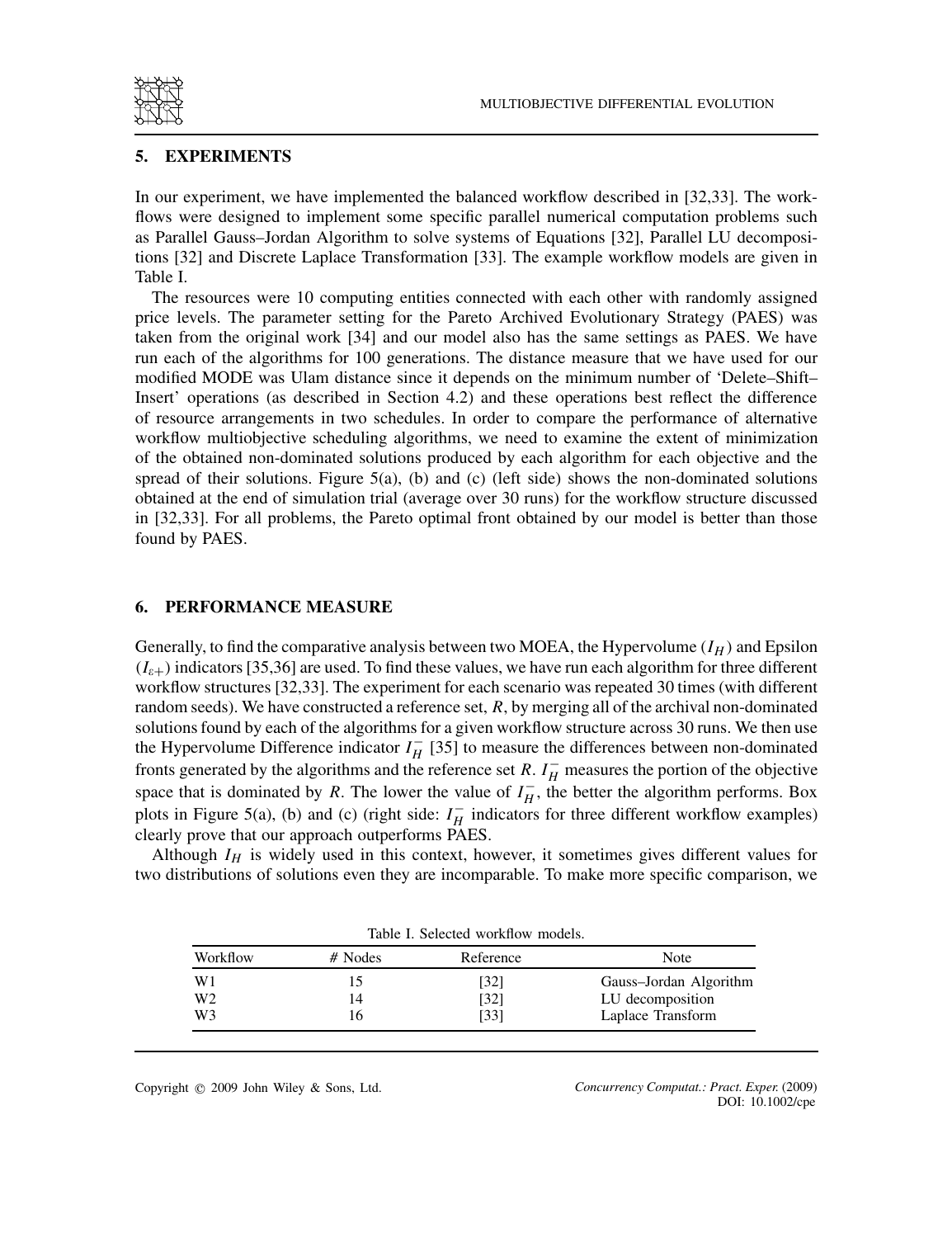## 5. EXPERIMENTS

In our experiment, we have implemented the balanced workflow described in [32,33]. The workflows were designed to implement some specific parallel numerical computation problems such as Parallel Gauss–Jordan Algorithm to solve systems of Equations [32], Parallel LU decompositions [32] and Discrete Laplace Transformation [33]. The example workflow models are given in Table I.

The resources were 10 computing entities connected with each other with randomly assigned price levels. The parameter setting for the Pareto Archived Evolutionary Strategy (PAES) was taken from the original work [34] and our model also has the same settings as PAES. We have run each of the algorithms for 100 generations. The distance measure that we have used for our modified MODE was Ulam distance since it depends on the minimum number of 'Delete–Shift–Insert' operations (as described in Section 4.2) and these operations best reflect the difference of resource arrangements in two schedules. In order to compare the performance of alternative workflow multiobjective scheduling algorithms, we need to examine the extent of minimization of the obtained non-dominated solutions produced by each algorithm for each objective and the spread of their solutions. Figure 5(a), (b) and (c) (left side) shows the non-dominated solutions obtained at the end of simulation trial (average over 30 runs) for the workflow structure discussed in [32,33]. For all problems, the Pareto optimal front obtained by our model is better than those found by PAES.

## 6. PERFORMANCE MEASURE

Generally, to find the comparative analysis between two MOEA, the Hypervolume ($I_H$) and Epsilon ($I_{\varepsilon+}$) indicators [35,36] are used. To find these values, we have run each algorithm for three different workflow structures [32,33]. The experiment for each scenario was repeated 30 times (with different random seeds). We have constructed a reference set, $R$, by merging all of the archival non-dominated solutions found by each of the algorithms for a given workflow structure across 30 runs. We then use the Hypervolume Difference indicator $I_H^-$ [35] to measure the differences between non-dominated fronts generated by the algorithms and the reference set $R$. $I_H^-$ measures the portion of the objective space that is dominated by $R$. The lower the value of $I_H^-$, the better the algorithm performs. Box plots in Figure 5(a), (b) and (c) (right side: $I_H^-$ indicators for three different workflow examples) clearly prove that our approach outperforms PAES.

Although $I_H$ is widely used in this context, however, it sometimes gives different values for two distributions of solutions even they are incomparable. To make more specific comparison, we

Table I. Selected workflow models.

| Workflow | # Nodes | Reference | Note |
|---|---|---|---|
| W1 | 15 | [32] | Gauss–Jordan Algorithm |
| W2 | 14 | [32] | LU decomposition |
| W3 | 16 | [33] | Laplace Transform |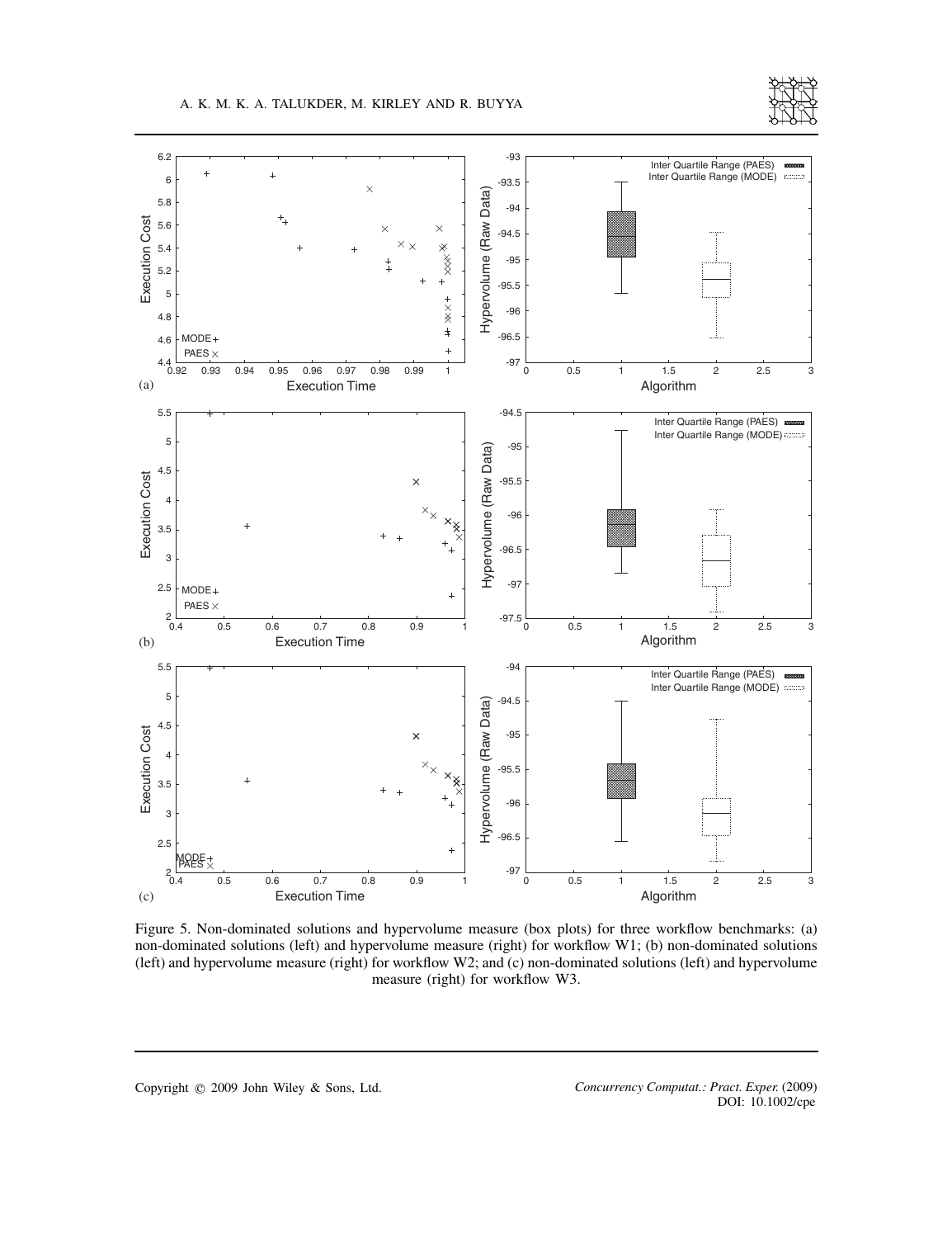Figure 5. Non-dominated solutions and hypervolume measure (box plots) for three workflow benchmarks: (a) non-dominated solutions (left) and hypervolume measure (right) for workflow W1; (b) non-dominated solutions (left) and hypervolume measure (right) for workflow W2; and (c) non-dominated solutions (left) and hypervolume measure (right) for workflow W3.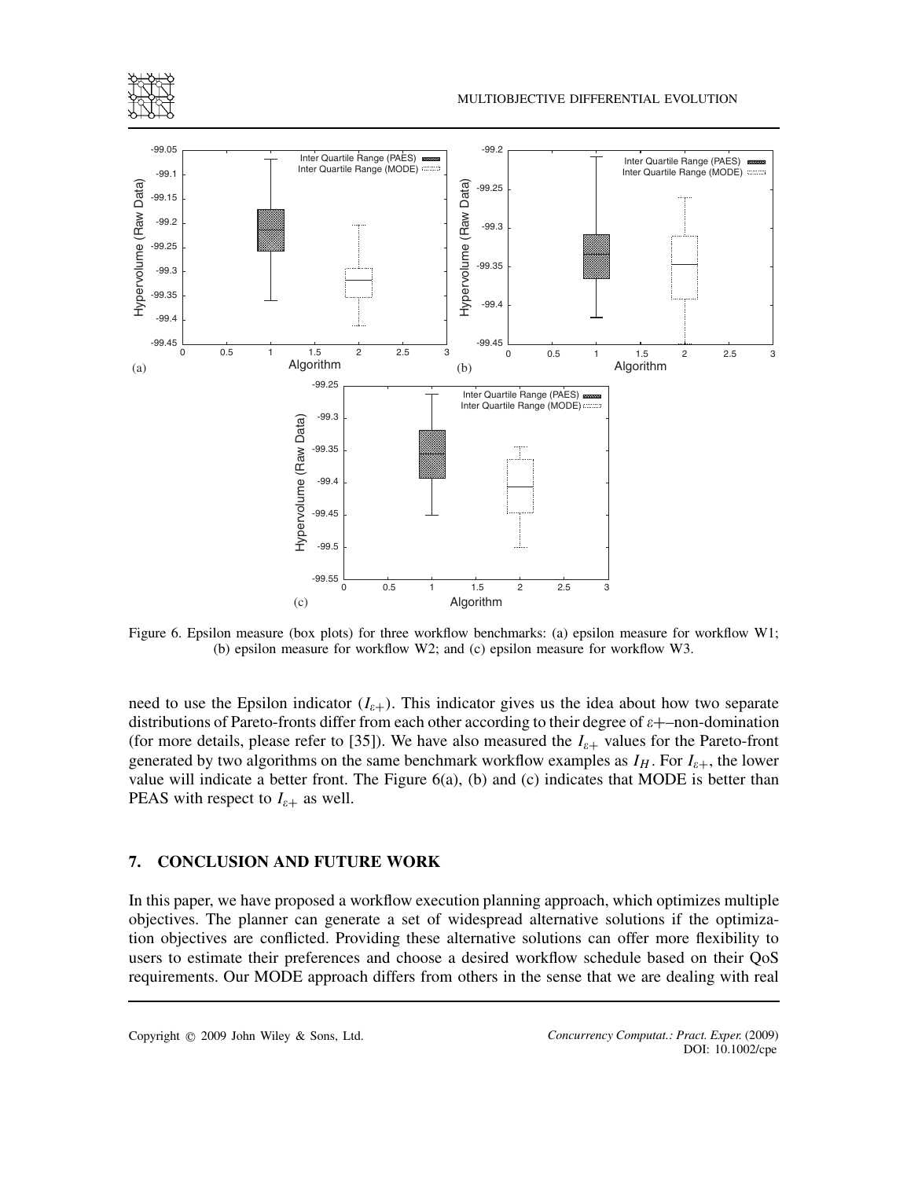Figure 6. Epsilon measure (box plots) for three workflow benchmarks: (a) epsilon measure for workflow W1; (b) epsilon measure for workflow W2; and (c) epsilon measure for workflow W3.

need to use the Epsilon indicator ($I_{\varepsilon+}$). This indicator gives us the idea about how two separate distributions of Pareto-fronts differ from each other according to their degree of $\varepsilon+$–non-domination (for more details, please refer to [35]). We have also measured the $I_{\varepsilon+}$ values for the Pareto-front generated by two algorithms on the same benchmark workflow examples as $I_H$. For $I_{\varepsilon+}$, the lower value will indicate a better front. The Figure 6(a), (b) and (c) indicates that MODE is better than PEAS with respect to $I_{\varepsilon+}$ as well.

## 7. CONCLUSION AND FUTURE WORK

In this paper, we have proposed a workflow execution planning approach, which optimizes multiple objectives. The planner can generate a set of widespread alternative solutions if the optimization objectives are conflicted. Providing these alternative solutions can offer more flexibility to users to estimate their preferences and choose a desired workflow schedule based on their QoS requirements. Our MODE approach differs from others in the sense that we are dealing with real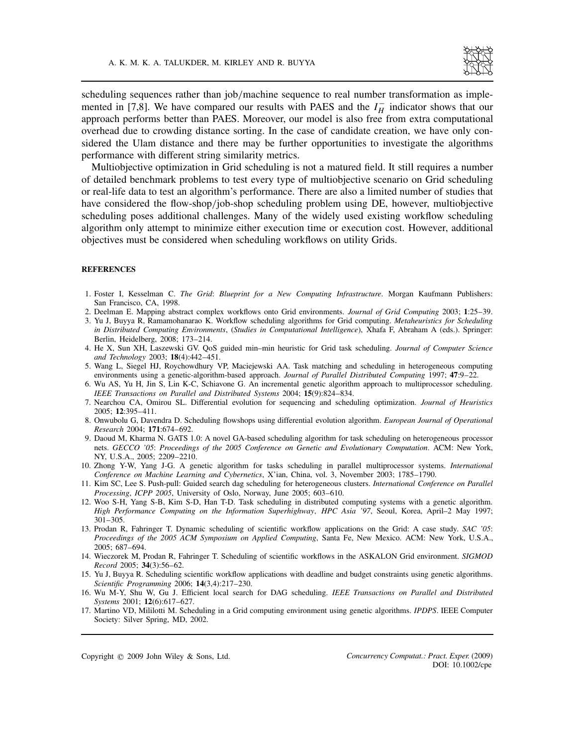scheduling sequences rather than job/machine sequence to real number transformation as implemented in [7,8]. We have compared our results with PAES and the $I_H^-$ indicator shows that our approach performs better than PAES. Moreover, our model is also free from extra computational overhead due to crowding distance sorting. In the case of candidate creation, we have only considered the Ulam distance and there may be further opportunities to investigate the algorithms performance with different string similarity metrics.

Multiobjective optimization in Grid scheduling is not a matured field. It still requires a number of detailed benchmark problems to test every type of multiobjective scenario on Grid scheduling or real-life data to test an algorithm's performance. There are also a limited number of studies that have considered the flow-shop/job-shop scheduling problem using DE, however, multiobjective scheduling poses additional challenges. Many of the widely used existing workflow scheduling algorithm only attempt to minimize either execution time or execution cost. However, additional objectives must be considered when scheduling workflows on utility Grids.

## REFERENCES

1. Foster I, Kesselman C. *The Grid*: *Blueprint for a New Computing Infrastructure*. Morgan Kaufmann Publishers: San Francisco, CA, 1998.
2. Deelman E. Mapping abstract complex workflows onto Grid environments. *Journal of Grid Computing* 2003; **1**:25–39.
3. Yu J, Buyya R, Ramamohanarao K. Workflow scheduling algorithms for Grid computing. *Metaheuristics for Scheduling in Distributed Computing Environments*, (*Studies in Computational Intelligence*), Xhafa F, Abraham A (eds.). Springer: Berlin, Heidelberg, 2008; 173–214.
4. He X, Sun XH, Laszewski GV. QoS guided min–min heuristic for Grid task scheduling. *Journal of Computer Science and Technology* 2003; **18**(4):442–451.
5. Wang L, Siegel HJ, Roychowdhury VP, Maciejewski AA. Task matching and scheduling in heterogeneous computing environments using a genetic-algorithm-based approach. *Journal of Parallel Distributed Computing* 1997; **47**:9–22.
6. Wu AS, Yu H, Jin S, Lin K-C, Schiavone G. An incremental genetic algorithm approach to multiprocessor scheduling. *IEEE Transactions on Parallel and Distributed Systems* 2004; **15**(9):824–834.
7. Nearchou CA, Omirou SL. Differential evolution for sequencing and scheduling optimization. *Journal of Heuristics* 2005; **12**:395–411.
8. Onwubolu G, Davendra D. Scheduling flowshops using differential evolution algorithm. *European Journal of Operational Research* 2004; **171**:674–692.
9. Daoud M, Kharma N. GATS 1.0: A novel GA-based scheduling algorithm for task scheduling on heterogeneous processor nets. *GECCO '05*: *Proceedings of the 2005 Conference on Genetic and Evolutionary Computation*. ACM: New York, NY, U.S.A., 2005; 2209–2210.
10. Zhong Y-W, Yang J-G. A genetic algorithm for tasks scheduling in parallel multiprocessor systems. *International Conference on Machine Learning and Cybernetics*, X'ian, China, vol. 3, November 2003; 1785–1790.
11. Kim SC, Lee S. Push-pull: Guided search dag scheduling for heterogeneous clusters. *International Conference on Parallel Processing*, *ICPP 2005*, University of Oslo, Norway, June 2005; 603–610.
12. Woo S-H, Yang S-B, Kim S-D, Han T-D. Task scheduling in distributed computing systems with a genetic algorithm. *High Performance Computing on the Information Superhighway*, *HPC Asia '97*, Seoul, Korea, April–2 May 1997; 301–305.
13. Prodan R, Fahringer T. Dynamic scheduling of scientific workflow applications on the Grid: A case study. *SAC '05*: *Proceedings of the 2005 ACM Symposium on Applied Computing*, Santa Fe, New Mexico. ACM: New York, U.S.A., 2005; 687–694.
14. Wieczorek M, Prodan R, Fahringer T. Scheduling of scientific workflows in the ASKALON Grid environment. *SIGMOD Record* 2005; **34**(3):56–62.
15. Yu J, Buyya R. Scheduling scientific workflow applications with deadline and budget constraints using genetic algorithms. *Scientific Programming* 2006; **14**(3,4):217–230.
16. Wu M-Y, Shu W, Gu J. Efficient local search for DAG scheduling. *IEEE Transactions on Parallel and Distributed Systems* 2001; **12**(6):617–627.
17. Martino VD, Mililotti M. Scheduling in a Grid computing environment using genetic algorithms. *IPDPS*. IEEE Computer Society: Silver Spring, MD, 2002.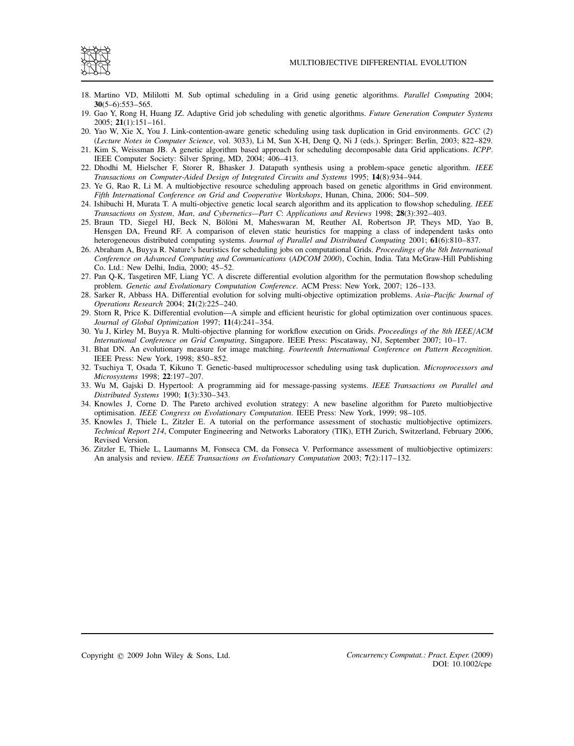18. Martino VD, Mililotti M. Sub optimal scheduling in a Grid using genetic algorithms. *Parallel Computing* 2004; **30**(5–6):553–565.
19. Gao Y, Rong H, Huang JZ. Adaptive Grid job scheduling with genetic algorithms. *Future Generation Computer Systems* 2005; **21**(1):151–161.
20. Yao W, Xie X, You J. Link-contention-aware genetic scheduling using task duplication in Grid environments. *GCC* (*2*) (*Lecture Notes in Computer Science*, vol. 3033), Li M, Sun X-H, Deng Q, Ni J (eds.). Springer: Berlin, 2003; 822–829.
21. Kim S, Weissman JB. A genetic algorithm based approach for scheduling decomposable data Grid applications. *ICPP*. IEEE Computer Society: Silver Spring, MD, 2004; 406–413.
22. Dhodhi M, Hielscher F, Storer R, Bhasker J. Datapath synthesis using a problem-space genetic algorithm. *IEEE Transactions on Computer-Aided Design of Integrated Circuits and Systems* 1995; **14**(8):934–944.
23. Ye G, Rao R, Li M. A multiobjective resource scheduling approach based on genetic algorithms in Grid environment. *Fifth International Conference on Grid and Cooperative Workshops*, Hunan, China, 2006; 504–509.
24. Ishibuchi H, Murata T. A multi-objective genetic local search algorithm and its application to flowshop scheduling. *IEEE Transactions on System, Man, and Cybernetics—Part C: Applications and Reviews* 1998; **28**(3):392–403.
25. Braun TD, Siegel HJ, Beck N, Bölöni M, Maheswaran M, Reuther AI, Robertson JP, Theys MD, Yao B, Hensgen DA, Freund RF. A comparison of eleven static heuristics for mapping a class of independent tasks onto heterogeneous distributed computing systems. *Journal of Parallel and Distributed Computing* 2001; **61**(6):810–837.
26. Abraham A, Buyya R. Nature's heuristics for scheduling jobs on computational Grids. *Proceedings of the 8th International Conference on Advanced Computing and Communications* (*ADCOM 2000*), Cochin, India. Tata McGraw-Hill Publishing Co. Ltd.: New Delhi, India, 2000; 45–52.
27. Pan Q-K, Tasgetiren MF, Liang YC. A discrete differential evolution algorithm for the permutation flowshop scheduling problem. *Genetic and Evolutionary Computation Conference*. ACM Press: New York, 2007; 126–133.
28. Sarker R, Abbass HA. Differential evolution for solving multi-objective optimization problems. *Asia–Pacific Journal of Operations Research* 2004; **21**(2):225–240.
29. Storn R, Price K. Differential evolution—A simple and efficient heuristic for global optimization over continuous spaces. *Journal of Global Optimization* 1997; **11**(4):241–354.
30. Yu J, Kirley M, Buyya R. Multi-objective planning for workflow execution on Grids. *Proceedings of the 8th IEEE/ACM International Conference on Grid Computing*, Singapore. IEEE Press: Piscataway, NJ, September 2007; 10–17.
31. Bhat DN. An evolutionary measure for image matching. *Fourteenth International Conference on Pattern Recognition*. IEEE Press: New York, 1998; 850–852.
32. Tsuchiya T, Osada T, Kikuno T. Genetic-based multiprocessor scheduling using task duplication. *Microprocessors and Microsystems* 1998; **22**:197–207.
33. Wu M, Gajski D. Hypertool: A programming aid for message-passing systems. *IEEE Transactions on Parallel and Distributed Systems* 1990; **1**(3):330–343.
34. Knowles J, Corne D. The Pareto archived evolution strategy: A new baseline algorithm for Pareto multiobjective optimisation. *IEEE Congress on Evolutionary Computation*. IEEE Press: New York, 1999; 98–105.
35. Knowles J, Thiele L, Zitzler E. A tutorial on the performance assessment of stochastic multiobjective optimizers. *Technical Report 214*, Computer Engineering and Networks Laboratory (TIK), ETH Zurich, Switzerland, February 2006, Revised Version.
36. Zitzler E, Thiele L, Laumanns M, Fonseca CM, da Fonseca V. Performance assessment of multiobjective optimizers: An analysis and review. *IEEE Transactions on Evolutionary Computation* 2003; **7**(2):117–132.